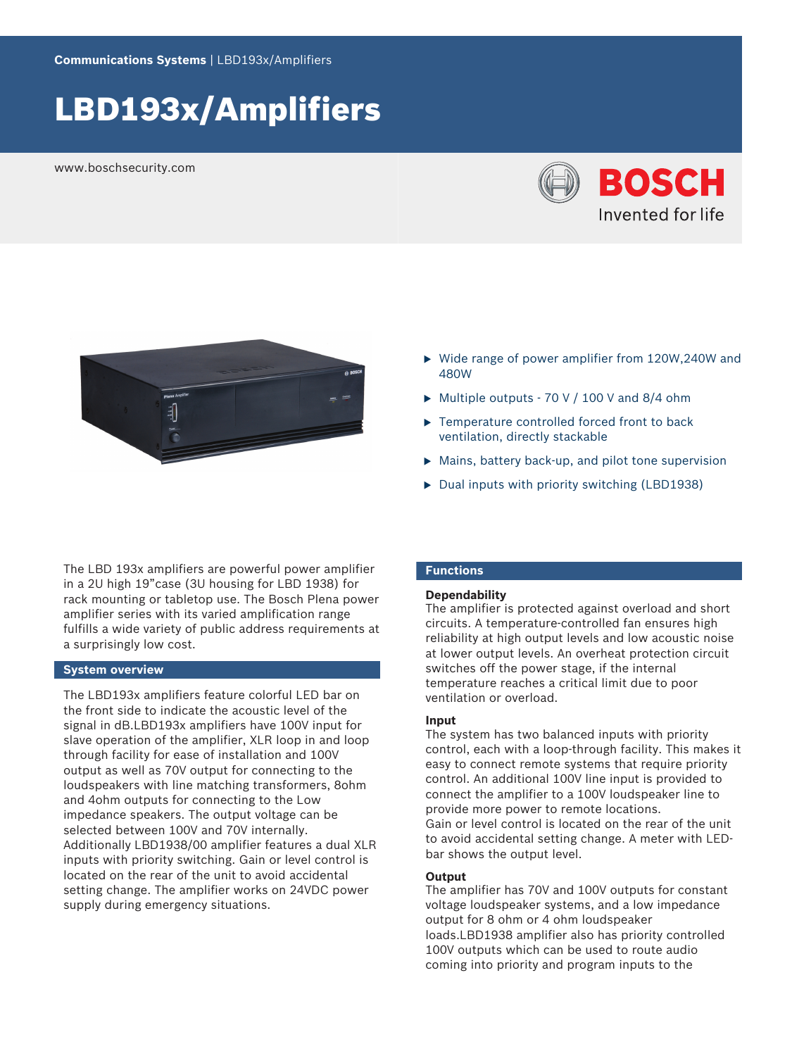Communications Systems | LBD193x/Amplifiers

# LBD193x/Amplifiers

www.boschsecurity.com

- Wide range of power amplifier from 120W,240W and 480W
- Multiple outputs - 70 V / 100 V and 8/4 ohm
- Temperature controlled forced front to back ventilation, directly stackable
- Mains, battery back-up, and pilot tone supervision
- Dual inputs with priority switching (LBD1938)

The LBD 193x amplifiers are powerful power amplifier in a 2U high 19"case (3U housing for LBD 1938) for rack mounting or tabletop use. The Bosch Plena power amplifier series with its varied amplification range fulfills a wide variety of public address requirements at a surprisingly low cost.

## System overview

The LBD193x amplifiers feature colorful LED bar on the front side to indicate the acoustic level of the signal in dB.LBD193x amplifiers have 100V input for slave operation of the amplifier, XLR loop in and loop through facility for ease of installation and 100V output as well as 70V output for connecting to the loudspeakers with line matching transformers, 8ohm and 4ohm outputs for connecting to the Low impedance speakers. The output voltage can be selected between 100V and 70V internally. Additionally LBD1938/00 amplifier features a dual XLR inputs with priority switching. Gain or level control is located on the rear of the unit to avoid accidental setting change. The amplifier works on 24VDC power supply during emergency situations.

## Functions

### Dependability

The amplifier is protected against overload and short circuits. A temperature-controlled fan ensures high reliability at high output levels and low acoustic noise at lower output levels. An overheat protection circuit switches off the power stage, if the internal temperature reaches a critical limit due to poor ventilation or overload.

### Input

The system has two balanced inputs with priority control, each with a loop-through facility. This makes it easy to connect remote systems that require priority control. An additional 100V line input is provided to connect the amplifier to a 100V loudspeaker line to provide more power to remote locations.
Gain or level control is located on the rear of the unit to avoid accidental setting change. A meter with LED-bar shows the output level.

### Output

The amplifier has 70V and 100V outputs for constant voltage loudspeaker systems, and a low impedance output for 8 ohm or 4 ohm loudspeaker loads.LBD1938 amplifier also has priority controlled 100V outputs which can be used to route audio coming into priority and program inputs to the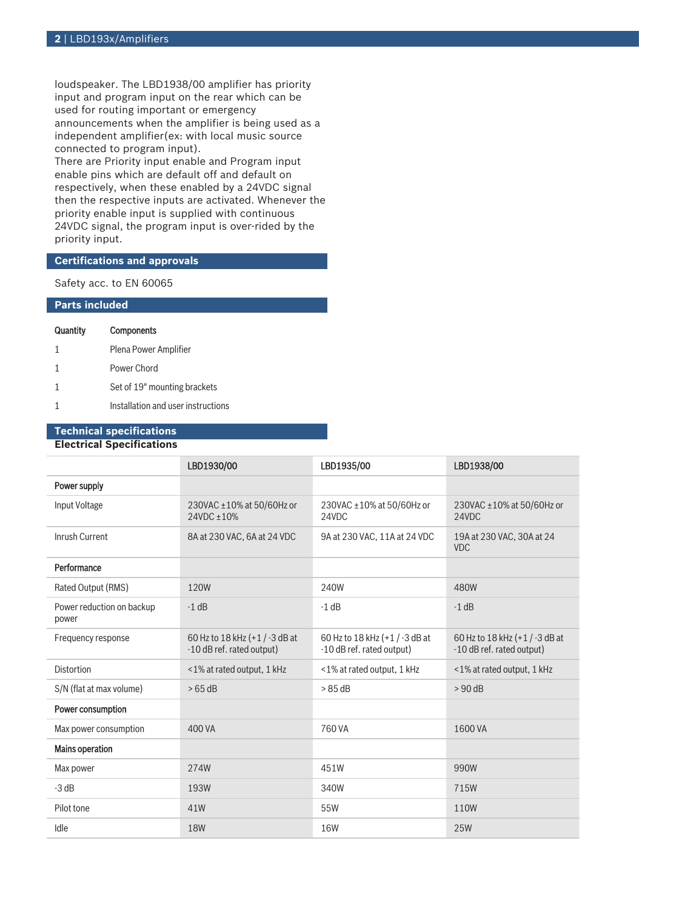loudspeaker. The LBD1938/00 amplifier has priority input and program input on the rear which can be used for routing important or emergency announcements when the amplifier is being used as a independent amplifier(ex: with local music source connected to program input).
There are Priority input enable and Program input enable pins which are default off and default on respectively, when these enabled by a 24VDC signal then the respective inputs are activated. Whenever the priority enable input is supplied with continuous 24VDC signal, the program input is over-rided by the priority input.

## Certifications and approvals

Safety acc. to EN 60065

## Parts included

| Quantity | Components |
| --- | --- |
| 1 | Plena Power Amplifier |
| 1 | Power Chord |
| 1 | Set of 19" mounting brackets |
| 1 | Installation and user instructions |

## Technical specifications

### Electrical Specifications

| | LBD1930/00 | LBD1935/00 | LBD1938/00 |
| --- | --- | --- | --- |
| **Power supply** | | | |
| Input Voltage | 230VAC ±10% at 50/60Hz or 24VDC ±10% | 230VAC ±10% at 50/60Hz or 24VDC | 230VAC ±10% at 50/60Hz or 24VDC |
| Inrush Current | 8A at 230 VAC, 6A at 24 VDC | 9A at 230 VAC, 11A at 24 VDC | 19A at 230 VAC, 30A at 24 VDC |
| **Performance** | | | |
| Rated Output (RMS) | 120W | 240W | 480W |
| Power reduction on backup power | -1 dB | -1 dB | -1 dB |
| Frequency response | 60 Hz to 18 kHz (+1 / -3 dB at -10 dB ref. rated output) | 60 Hz to 18 kHz (+1 / -3 dB at -10 dB ref. rated output) | 60 Hz to 18 kHz (+1 / -3 dB at -10 dB ref. rated output) |
| Distortion | <1% at rated output, 1 kHz | <1% at rated output, 1 kHz | <1% at rated output, 1 kHz |
| S/N (flat at max volume) | > 65 dB | > 85 dB | > 90 dB |
| **Power consumption** | | | |
| Max power consumption | 400 VA | 760 VA | 1600 VA |
| **Mains operation** | | | |
| Max power | 274W | 451W | 990W |
| -3 dB | 193W | 340W | 715W |
| Pilot tone | 41W | 55W | 110W |
| Idle | 18W | 16W | 25W |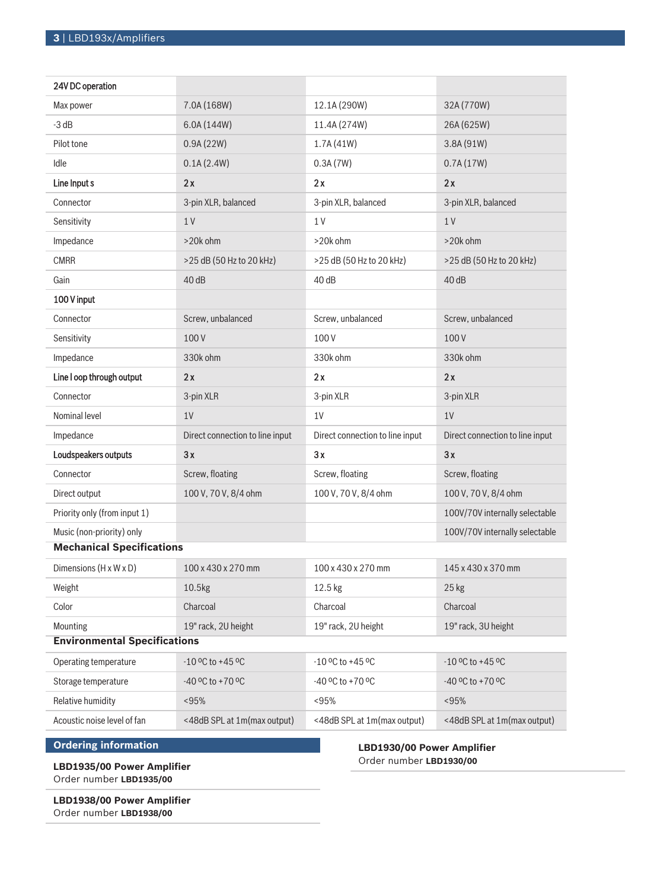| 24V DC operation | | | |
|---|---|---|---|
| Max power | 7.0A (168W) | 12.1A (290W) | 32A (770W) |
| -3 dB | 6.0A (144W) | 11.4A (274W) | 26A (625W) |
| Pilot tone | 0.9A (22W) | 1.7A (41W) | 3.8A (91W) |
| Idle | 0.1A (2.4W) | 0.3A (7W) | 0.7A (17W) |
| **Line Input s** | **2 x** | **2 x** | **2 x** |
| Connector | 3-pin XLR, balanced | 3-pin XLR, balanced | 3-pin XLR, balanced |
| Sensitivity | 1 V | 1 V | 1 V |
| Impedance | >20k ohm | >20k ohm | >20k ohm |
| CMRR | >25 dB (50 Hz to 20 kHz) | >25 dB (50 Hz to 20 kHz) | >25 dB (50 Hz to 20 kHz) |
| Gain | 40 dB | 40 dB | 40 dB |
| **100 V input** | | | |
| Connector | Screw, unbalanced | Screw, unbalanced | Screw, unbalanced |
| Sensitivity | 100 V | 100 V | 100 V |
| Impedance | 330k ohm | 330k ohm | 330k ohm |
| **Line l oop through output** | **2 x** | **2 x** | **2 x** |
| Connector | 3-pin XLR | 3-pin XLR | 3-pin XLR |
| Nominal level | 1V | 1V | 1V |
| Impedance | Direct connection to line input | Direct connection to line input | Direct connection to line input |
| **Loudspeakers outputs** | **3 x** | **3 x** | **3 x** |
| Connector | Screw, floating | Screw, floating | Screw, floating |
| Direct output | 100 V, 70 V, 8/4 ohm | 100 V, 70 V, 8/4 ohm | 100 V, 70 V, 8/4 ohm |
| Priority only (from input 1) | | | 100V/70V internally selectable |
| Music (non-priority) only | | | 100V/70V internally selectable |
| **Mechanical Specifications** | | | |
| Dimensions (H x W x D) | 100 x 430 x 270 mm | 100 x 430 x 270 mm | 145 x 430 x 370 mm |
| Weight | 10.5kg | 12.5 kg | 25 kg |
| Color | Charcoal | Charcoal | Charcoal |
| Mounting | 19" rack, 2U height | 19" rack, 2U height | 19" rack, 3U height |
| **Environmental Specifications** | | | |
| Operating temperature | -10 ºC to +45 ºC | -10 ºC to +45 ºC | -10 ºC to +45 ºC |
| Storage temperature | -40 ºC to +70 ºC | -40 ºC to +70 ºC | -40 ºC to +70 ºC |
| Relative humidity | <95% | <95% | <95% |
| Acoustic noise level of fan | <48dB SPL at 1m(max output) | <48dB SPL at 1m(max output) | <48dB SPL at 1m(max output) |

## Ordering information

**LBD1935/00 Power Amplifier**
Order number **LBD1935/00**

**LBD1938/00 Power Amplifier**
Order number **LBD1938/00**

**LBD1930/00 Power Amplifier**
Order number **LBD1930/00**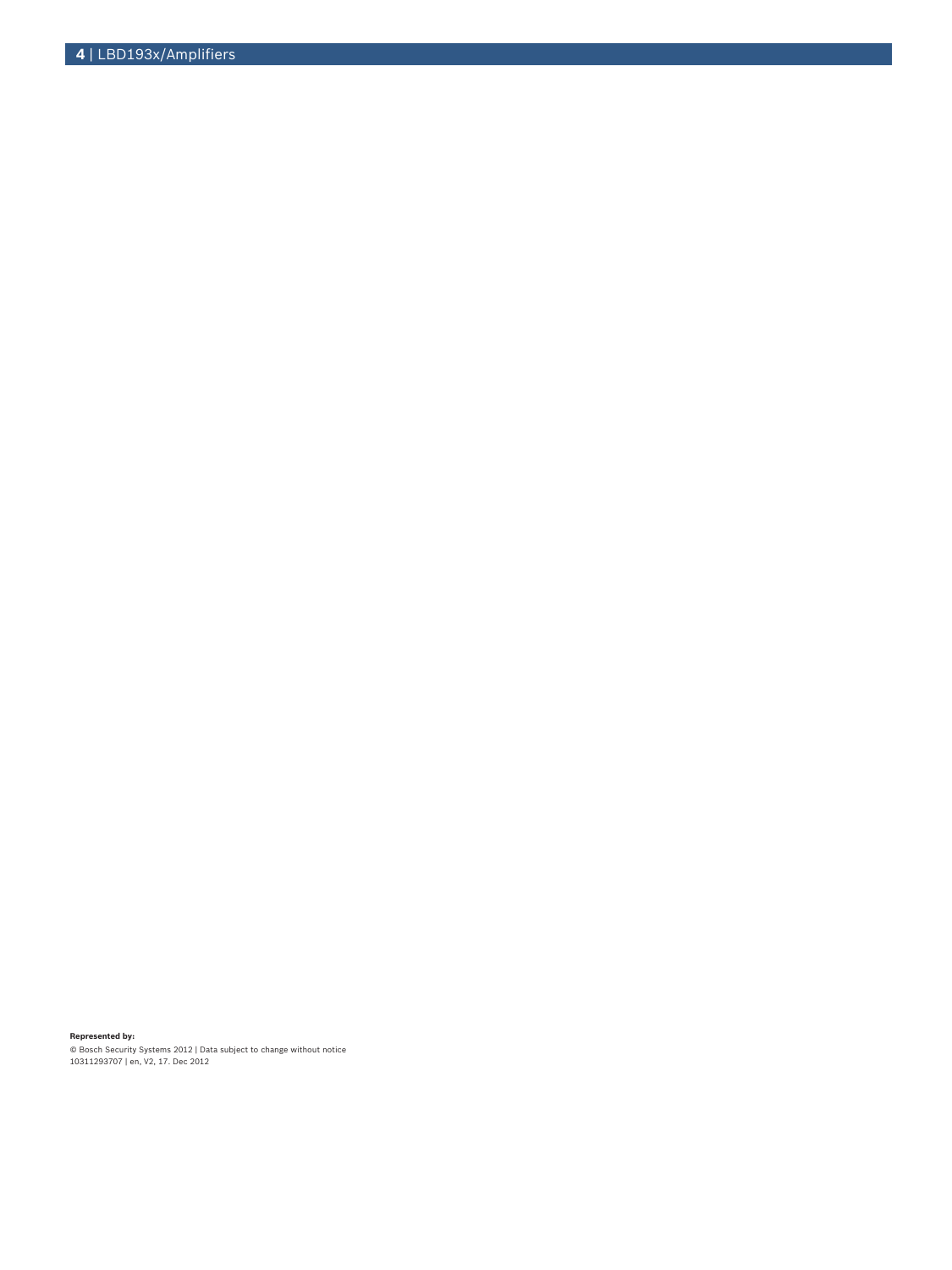**Represented by:**

© Bosch Security Systems 2012 | Data subject to change without notice
10311293707 | en, V2, 17. Dec 2012